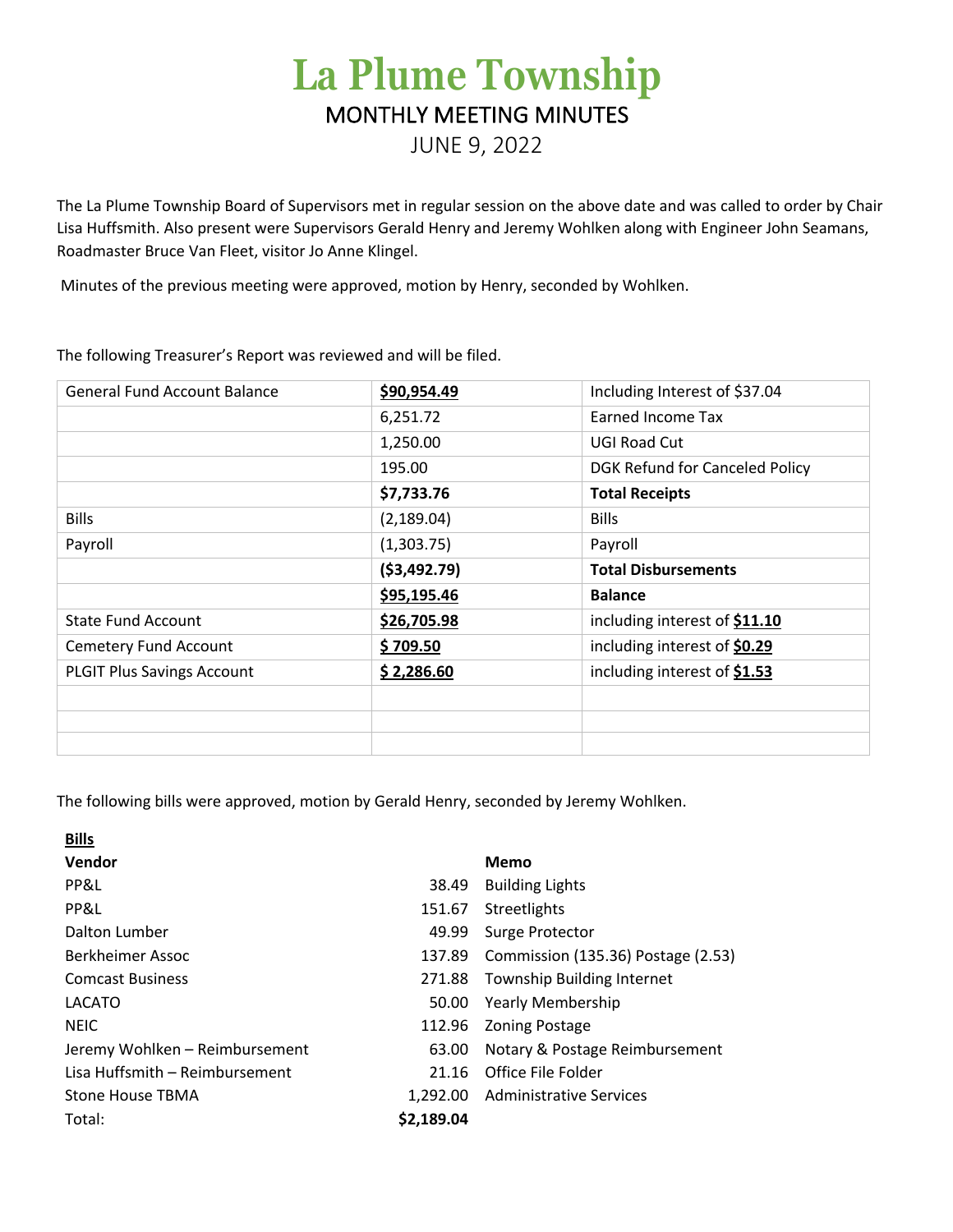# La Plume Township

## MONTHLY MEETING MINUTES

JUNE 9, 2022

The La Plume Township Board of Supervisors met in regular session on the above date and was called to order by Chair Lisa Huffsmith. Also present were Supervisors Gerald Henry and Jeremy Wohlken along with Engineer John Seamans, Roadmaster Bruce Van Fleet, visitor Jo Anne Klingel.

Minutes of the previous meeting were approved, motion by Henry, seconded by Wohlken.

The following Treasurer's Report was reviewed and will be filed.

| | | |
|---|---|---|
| General Fund Account Balance | **$90,954.49** | Including Interest of $37.04 |
| | 6,251.72 | Earned Income Tax |
| | 1,250.00 | UGI Road Cut |
| | 195.00 | DGK Refund for Canceled Policy |
| | **$7,733.76** | **Total Receipts** |
| Bills | (2,189.04) | Bills |
| Payroll | (1,303.75) | Payroll |
| | **($3,492.79)** | **Total Disbursements** |
| | **$95,195.46** | **Balance** |
| State Fund Account | **$26,705.98** | including interest of **$11.10** |
| Cemetery Fund Account | **$ 709.50** | including interest of **$0.29** |
| PLGIT Plus Savings Account | **$ 2,286.60** | including interest of **$1.53** |
| | | |
| | | |
| | | |

The following bills were approved, motion by Gerald Henry, seconded by Jeremy Wohlken.

**Bills**

| **Vendor** | | **Memo** |
|---|---|---|
| PP&L | 38.49 | Building Lights |
| PP&L | 151.67 | Streetlights |
| Dalton Lumber | 49.99 | Surge Protector |
| Berkheimer Assoc | 137.89 | Commission (135.36) Postage (2.53) |
| Comcast Business | 271.88 | Township Building Internet |
| LACATO | 50.00 | Yearly Membership |
| NEIC | 112.96 | Zoning Postage |
| Jeremy Wohlken – Reimbursement | 63.00 | Notary & Postage Reimbursement |
| Lisa Huffsmith – Reimbursement | 21.16 | Office File Folder |
| Stone House TBMA | 1,292.00 | Administrative Services |
| Total: | **$2,189.04** | |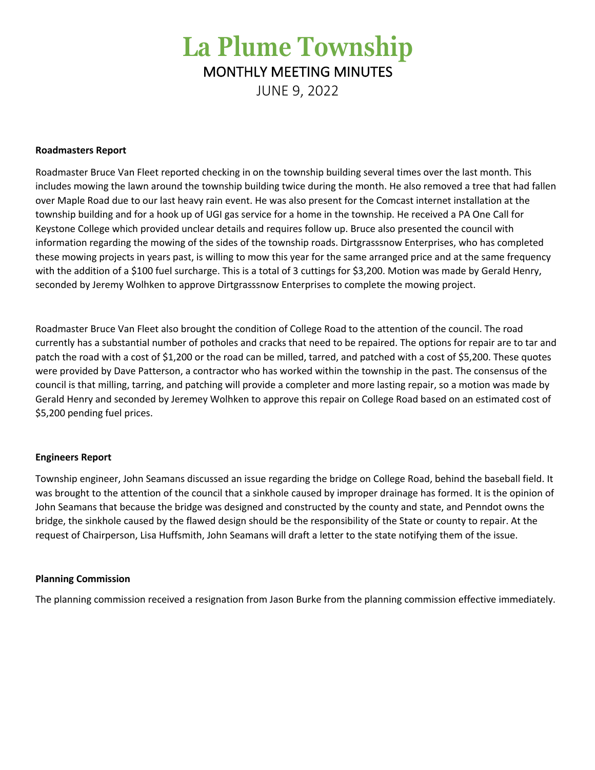# La Plume Township

## MONTHLY MEETING MINUTES

JUNE 9, 2022

**Roadmasters Report**

Roadmaster Bruce Van Fleet reported checking in on the township building several times over the last month. This includes mowing the lawn around the township building twice during the month. He also removed a tree that had fallen over Maple Road due to our last heavy rain event. He was also present for the Comcast internet installation at the township building and for a hook up of UGI gas service for a home in the township. He received a PA One Call for Keystone College which provided unclear details and requires follow up. Bruce also presented the council with information regarding the mowing of the sides of the township roads. Dirtgrasssnow Enterprises, who has completed these mowing projects in years past, is willing to mow this year for the same arranged price and at the same frequency with the addition of a $100 fuel surcharge. This is a total of 3 cuttings for $3,200. Motion was made by Gerald Henry, seconded by Jeremy Wolhken to approve Dirtgrasssnow Enterprises to complete the mowing project.

Roadmaster Bruce Van Fleet also brought the condition of College Road to the attention of the council. The road currently has a substantial number of potholes and cracks that need to be repaired. The options for repair are to tar and patch the road with a cost of $1,200 or the road can be milled, tarred, and patched with a cost of $5,200. These quotes were provided by Dave Patterson, a contractor who has worked within the township in the past. The consensus of the council is that milling, tarring, and patching will provide a completer and more lasting repair, so a motion was made by Gerald Henry and seconded by Jeremey Wolhken to approve this repair on College Road based on an estimated cost of $5,200 pending fuel prices.

**Engineers Report**

Township engineer, John Seamans discussed an issue regarding the bridge on College Road, behind the baseball field. It was brought to the attention of the council that a sinkhole caused by improper drainage has formed. It is the opinion of John Seamans that because the bridge was designed and constructed by the county and state, and Penndot owns the bridge, the sinkhole caused by the flawed design should be the responsibility of the State or county to repair. At the request of Chairperson, Lisa Huffsmith, John Seamans will draft a letter to the state notifying them of the issue.

**Planning Commission**

The planning commission received a resignation from Jason Burke from the planning commission effective immediately.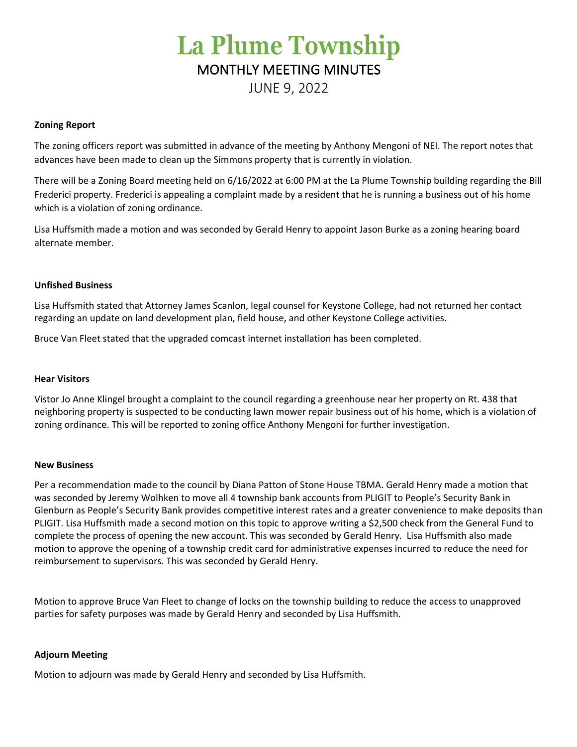# La Plume Township

## MONTHLY MEETING MINUTES

JUNE 9, 2022

**Zoning Report**

The zoning officers report was submitted in advance of the meeting by Anthony Mengoni of NEI. The report notes that advances have been made to clean up the Simmons property that is currently in violation.

There will be a Zoning Board meeting held on 6/16/2022 at 6:00 PM at the La Plume Township building regarding the Bill Frederici property. Frederici is appealing a complaint made by a resident that he is running a business out of his home which is a violation of zoning ordinance.

Lisa Huffsmith made a motion and was seconded by Gerald Henry to appoint Jason Burke as a zoning hearing board alternate member.

**Unfished Business**

Lisa Huffsmith stated that Attorney James Scanlon, legal counsel for Keystone College, had not returned her contact regarding an update on land development plan, field house, and other Keystone College activities.

Bruce Van Fleet stated that the upgraded comcast internet installation has been completed.

**Hear Visitors**

Vistor Jo Anne Klingel brought a complaint to the council regarding a greenhouse near her property on Rt. 438 that neighboring property is suspected to be conducting lawn mower repair business out of his home, which is a violation of zoning ordinance. This will be reported to zoning office Anthony Mengoni for further investigation.

**New Business**

Per a recommendation made to the council by Diana Patton of Stone House TBMA. Gerald Henry made a motion that was seconded by Jeremy Wolhken to move all 4 township bank accounts from PLIGIT to People's Security Bank in Glenburn as People's Security Bank provides competitive interest rates and a greater convenience to make deposits than PLIGIT. Lisa Huffsmith made a second motion on this topic to approve writing a $2,500 check from the General Fund to complete the process of opening the new account. This was seconded by Gerald Henry. Lisa Huffsmith also made motion to approve the opening of a township credit card for administrative expenses incurred to reduce the need for reimbursement to supervisors. This was seconded by Gerald Henry.

Motion to approve Bruce Van Fleet to change of locks on the township building to reduce the access to unapproved parties for safety purposes was made by Gerald Henry and seconded by Lisa Huffsmith.

**Adjourn Meeting**

Motion to adjourn was made by Gerald Henry and seconded by Lisa Huffsmith.